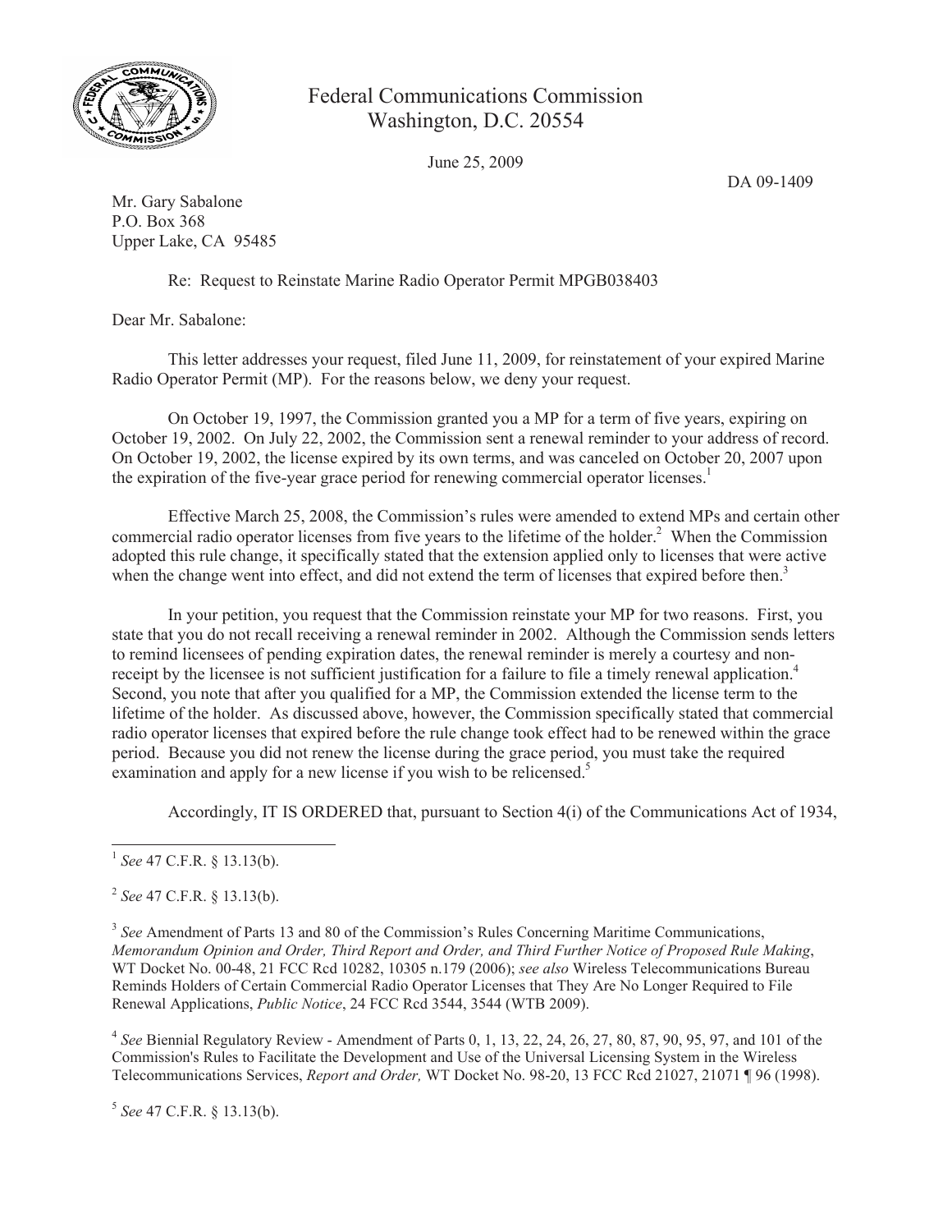Federal Communications Commission
Washington, D.C. 20554

June 25, 2009

DA 09-1409

Mr. Gary Sabalone
P.O. Box 368
Upper Lake, CA 95485

Re: Request to Reinstate Marine Radio Operator Permit MPGB038403

Dear Mr. Sabalone:

This letter addresses your request, filed June 11, 2009, for reinstatement of your expired Marine Radio Operator Permit (MP). For the reasons below, we deny your request.

On October 19, 1997, the Commission granted you a MP for a term of five years, expiring on October 19, 2002. On July 22, 2002, the Commission sent a renewal reminder to your address of record. On October 19, 2002, the license expired by its own terms, and was canceled on October 20, 2007 upon the expiration of the five-year grace period for renewing commercial operator licenses.[1]

Effective March 25, 2008, the Commission's rules were amended to extend MPs and certain other commercial radio operator licenses from five years to the lifetime of the holder.[2] When the Commission adopted this rule change, it specifically stated that the extension applied only to licenses that were active when the change went into effect, and did not extend the term of licenses that expired before then.[3]

In your petition, you request that the Commission reinstate your MP for two reasons. First, you state that you do not recall receiving a renewal reminder in 2002. Although the Commission sends letters to remind licensees of pending expiration dates, the renewal reminder is merely a courtesy and non-receipt by the licensee is not sufficient justification for a failure to file a timely renewal application.[4] Second, you note that after you qualified for a MP, the Commission extended the license term to the lifetime of the holder. As discussed above, however, the Commission specifically stated that commercial radio operator licenses that expired before the rule change took effect had to be renewed within the grace period. Because you did not renew the license during the grace period, you must take the required examination and apply for a new license if you wish to be relicensed.[5]

Accordingly, IT IS ORDERED that, pursuant to Section 4(i) of the Communications Act of 1934,

---

[1] *See* 47 C.F.R. § 13.13(b).

[2] *See* 47 C.F.R. § 13.13(b).

[3] *See* Amendment of Parts 13 and 80 of the Commission's Rules Concerning Maritime Communications, *Memorandum Opinion and Order, Third Report and Order, and Third Further Notice of Proposed Rule Making*, WT Docket No. 00-48, 21 FCC Rcd 10282, 10305 n.179 (2006); *see also* Wireless Telecommunications Bureau Reminds Holders of Certain Commercial Radio Operator Licenses that They Are No Longer Required to File Renewal Applications, *Public Notice*, 24 FCC Rcd 3544, 3544 (WTB 2009).

[4] *See* Biennial Regulatory Review - Amendment of Parts 0, 1, 13, 22, 24, 26, 27, 80, 87, 90, 95, 97, and 101 of the Commission's Rules to Facilitate the Development and Use of the Universal Licensing System in the Wireless Telecommunications Services, *Report and Order,* WT Docket No. 98-20, 13 FCC Rcd 21027, 21071 ¶ 96 (1998).

[5] *See* 47 C.F.R. § 13.13(b).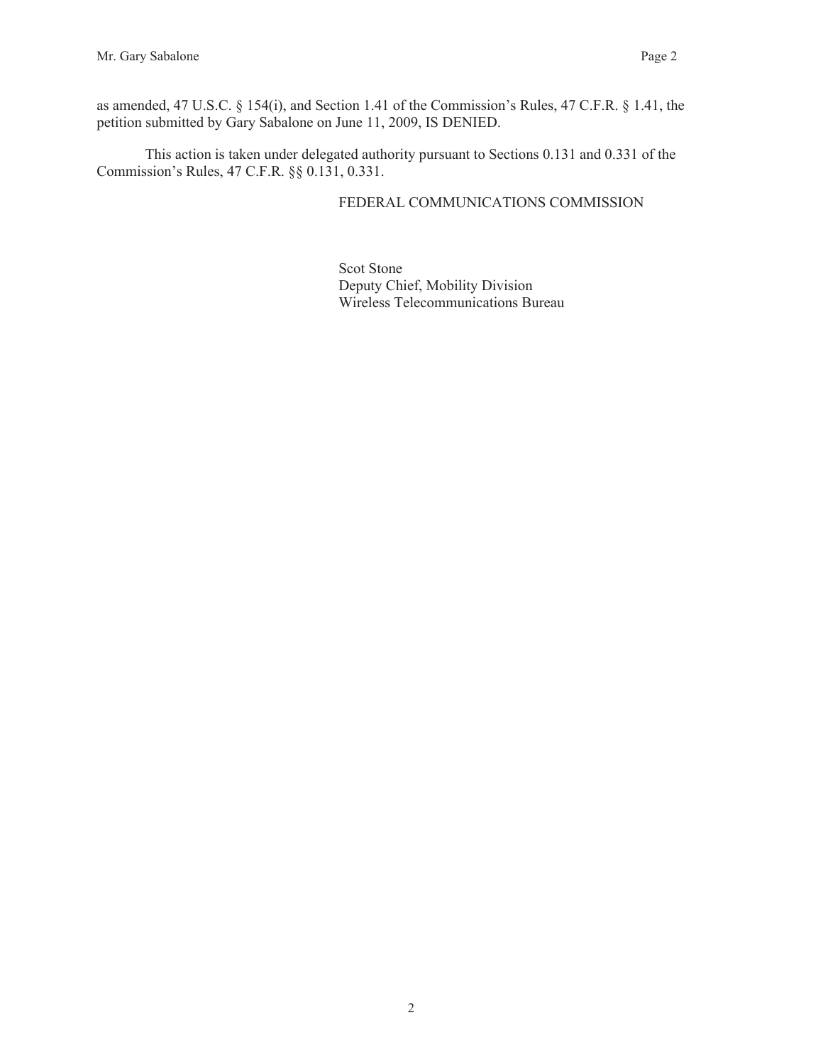as amended, 47 U.S.C. § 154(i), and Section 1.41 of the Commission's Rules, 47 C.F.R. § 1.41, the petition submitted by Gary Sabalone on June 11, 2009, IS DENIED.

This action is taken under delegated authority pursuant to Sections 0.131 and 0.331 of the Commission's Rules, 47 C.F.R. §§ 0.131, 0.331.

FEDERAL COMMUNICATIONS COMMISSION

Scot Stone
Deputy Chief, Mobility Division
Wireless Telecommunications Bureau